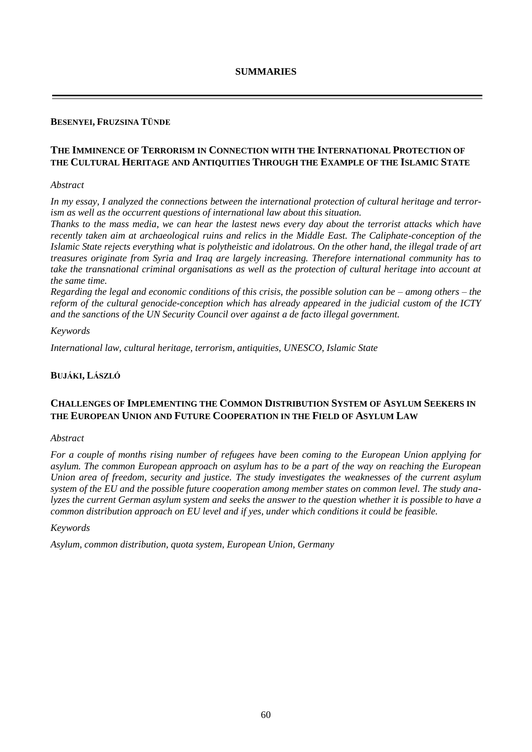# SUMMARIES

**BESENYEI, FRUZSINA TÜNDE**

## THE IMMINENCE OF TERRORISM IN CONNECTION WITH THE INTERNATIONAL PROTECTION OF THE CULTURAL HERITAGE AND ANTIQUITIES THROUGH THE EXAMPLE OF THE ISLAMIC STATE

*Abstract*

*In my essay, I analyzed the connections between the international protection of cultural heritage and terrorism as well as the occurrent questions of international law about this situation.*

*Thanks to the mass media, we can hear the lastest news every day about the terrorist attacks which have recently taken aim at archaeological ruins and relics in the Middle East. The Caliphate-conception of the Islamic State rejects everything what is polytheistic and idolatrous. On the other hand, the illegal trade of art treasures originate from Syria and Iraq are largely increasing. Therefore international community has to take the transnational criminal organisations as well as the protection of cultural heritage into account at the same time.*

*Regarding the legal and economic conditions of this crisis, the possible solution can be – among others – the reform of the cultural genocide-conception which has already appeared in the judicial custom of the ICTY and the sanctions of the UN Security Council over against a de facto illegal government.*

*Keywords*

*International law, cultural heritage, terrorism, antiquities, UNESCO, Islamic State*

**BUJÁKI, LÁSZLÓ**

## CHALLENGES OF IMPLEMENTING THE COMMON DISTRIBUTION SYSTEM OF ASYLUM SEEKERS IN THE EUROPEAN UNION AND FUTURE COOPERATION IN THE FIELD OF ASYLUM LAW

*Abstract*

*For a couple of months rising number of refugees have been coming to the European Union applying for asylum. The common European approach on asylum has to be a part of the way on reaching the European Union area of freedom, security and justice. The study investigates the weaknesses of the current asylum system of the EU and the possible future cooperation among member states on common level. The study analyzes the current German asylum system and seeks the answer to the question whether it is possible to have a common distribution approach on EU level and if yes, under which conditions it could be feasible.*

*Keywords*

*Asylum, common distribution, quota system, European Union, Germany*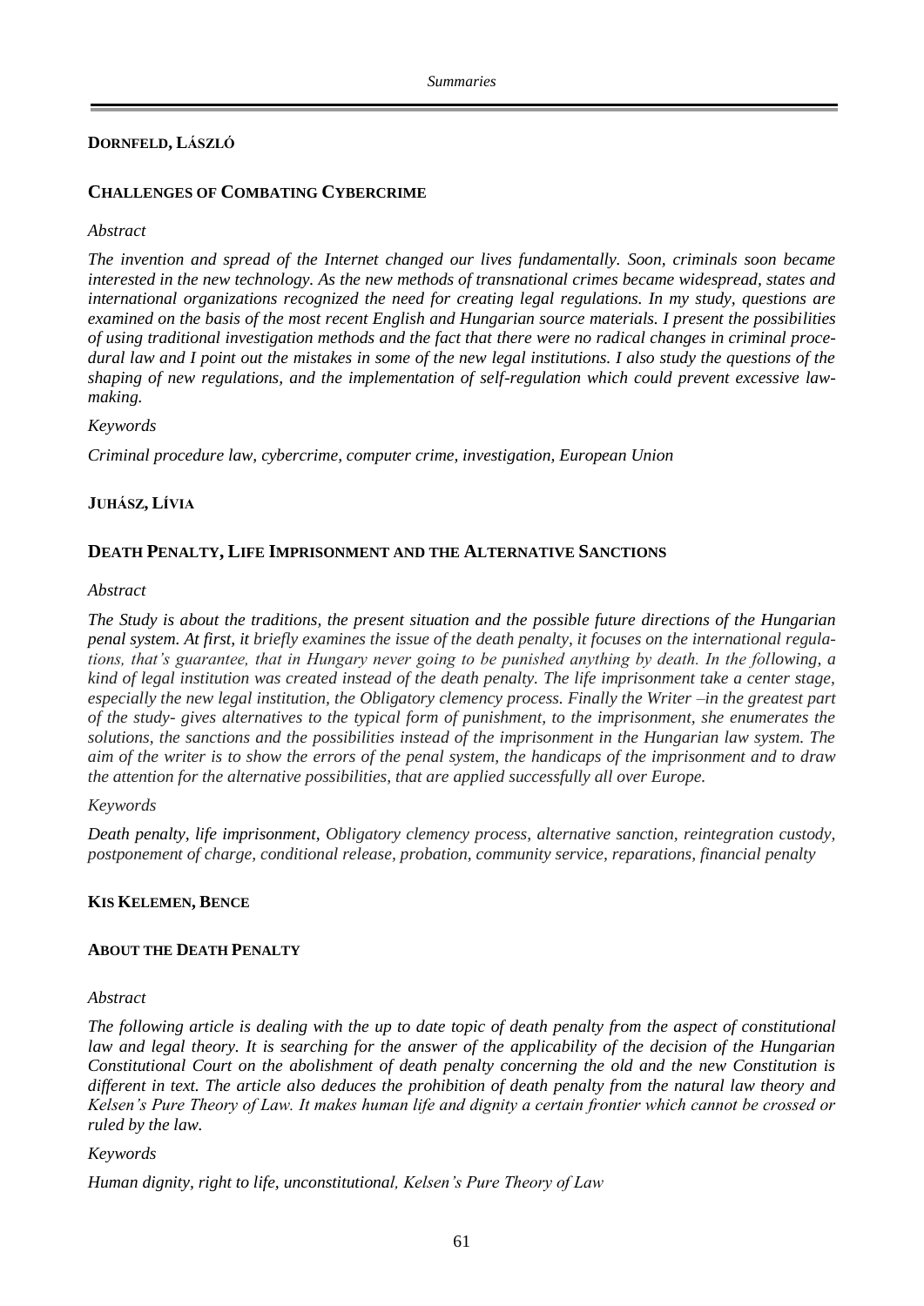## DORNFELD, LÁSZLÓ

### CHALLENGES OF COMBATING CYBERCRIME

*Abstract*

*The invention and spread of the Internet changed our lives fundamentally. Soon, criminals soon became interested in the new technology. As the new methods of transnational crimes became widespread, states and international organizations recognized the need for creating legal regulations. In my study, questions are examined on the basis of the most recent English and Hungarian source materials. I present the possibilities of using traditional investigation methods and the fact that there were no radical changes in criminal procedural law and I point out the mistakes in some of the new legal institutions. I also study the questions of the shaping of new regulations, and the implementation of self-regulation which could prevent excessive lawmaking.*

*Keywords*

*Criminal procedure law, cybercrime, computer crime, investigation, European Union*

## JUHÁSZ, LÍVIA

### DEATH PENALTY, LIFE IMPRISONMENT AND THE ALTERNATIVE SANCTIONS

*Abstract*

*The Study is about the traditions, the present situation and the possible future directions of the Hungarian penal system. At first, it briefly examines the issue of the death penalty, it focuses on the international regulations, that's guarantee, that in Hungary never going to be punished anything by death. In the following, a kind of legal institution was created instead of the death penalty. The life imprisonment take a center stage, especially the new legal institution, the Obligatory clemency process. Finally the Writer –in the greatest part of the study- gives alternatives to the typical form of punishment, to the imprisonment, she enumerates the solutions, the sanctions and the possibilities instead of the imprisonment in the Hungarian law system. The aim of the writer is to show the errors of the penal system, the handicaps of the imprisonment and to draw the attention for the alternative possibilities, that are applied successfully all over Europe.*

*Keywords*

*Death penalty, life imprisonment, Obligatory clemency process, alternative sanction, reintegration custody, postponement of charge, conditional release, probation, community service, reparations, financial penalty*

## KIS KELEMEN, BENCE

### ABOUT THE DEATH PENALTY

*Abstract*

*The following article is dealing with the up to date topic of death penalty from the aspect of constitutional law and legal theory. It is searching for the answer of the applicability of the decision of the Hungarian Constitutional Court on the abolishment of death penalty concerning the old and the new Constitution is different in text. The article also deduces the prohibition of death penalty from the natural law theory and Kelsen's Pure Theory of Law. It makes human life and dignity a certain frontier which cannot be crossed or ruled by the law.*

*Keywords*

*Human dignity, right to life, unconstitutional, Kelsen's Pure Theory of Law*